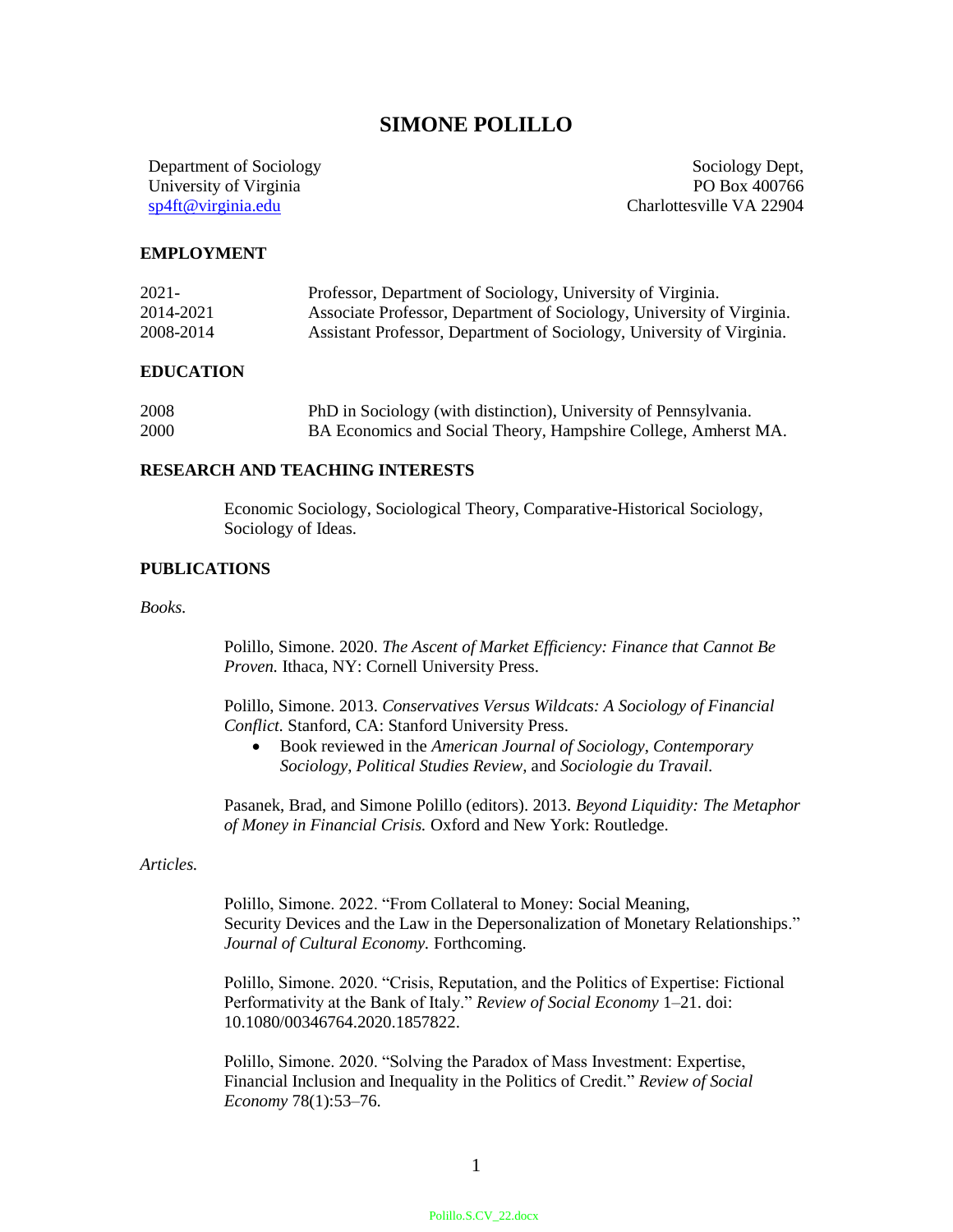# SIMONE POLILLO

Department of Sociology
University of Virginia
sp4ft@virginia.edu

Sociology Dept,
PO Box 400766
Charlottesville VA 22904

## EMPLOYMENT

| | |
|---|---|
| 2021- | Professor, Department of Sociology, University of Virginia. |
| 2014-2021 | Associate Professor, Department of Sociology, University of Virginia. |
| 2008-2014 | Assistant Professor, Department of Sociology, University of Virginia. |

## EDUCATION

| | |
|---|---|
| 2008 | PhD in Sociology (with distinction), University of Pennsylvania. |
| 2000 | BA Economics and Social Theory, Hampshire College, Amherst MA. |

## RESEARCH AND TEACHING INTERESTS

Economic Sociology, Sociological Theory, Comparative-Historical Sociology, Sociology of Ideas.

## PUBLICATIONS

*Books.*

Polillo, Simone. 2020. *The Ascent of Market Efficiency: Finance that Cannot Be Proven.* Ithaca, NY: Cornell University Press.

Polillo, Simone. 2013. *Conservatives Versus Wildcats: A Sociology of Financial Conflict.* Stanford, CA: Stanford University Press.

- Book reviewed in the *American Journal of Sociology*, *Contemporary Sociology*, *Political Studies Review,* and *Sociologie du Travail.*

Pasanek, Brad, and Simone Polillo (editors). 2013. *Beyond Liquidity: The Metaphor of Money in Financial Crisis.* Oxford and New York: Routledge.

*Articles.*

Polillo, Simone. 2022. "From Collateral to Money: Social Meaning, Security Devices and the Law in the Depersonalization of Monetary Relationships." *Journal of Cultural Economy.* Forthcoming.

Polillo, Simone. 2020. "Crisis, Reputation, and the Politics of Expertise: Fictional Performativity at the Bank of Italy." *Review of Social Economy* 1–21. doi: 10.1080/00346764.2020.1857822.

Polillo, Simone. 2020. "Solving the Paradox of Mass Investment: Expertise, Financial Inclusion and Inequality in the Politics of Credit." *Review of Social Economy* 78(1):53–76.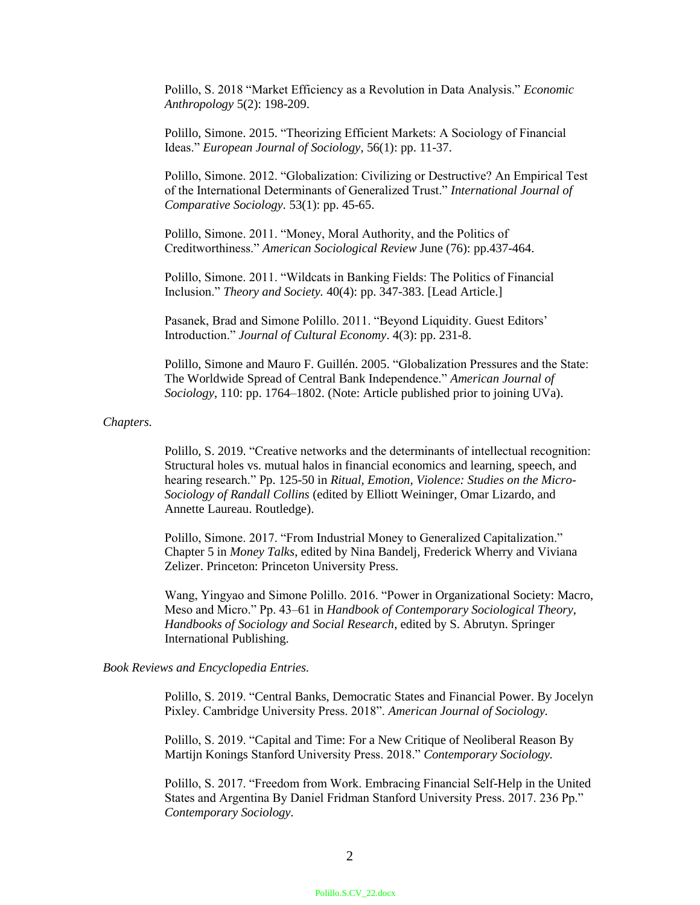Polillo, S. 2018 "Market Efficiency as a Revolution in Data Analysis." *Economic Anthropology* 5(2): 198-209.

Polillo, Simone. 2015. "Theorizing Efficient Markets: A Sociology of Financial Ideas." *European Journal of Sociology*, 56(1): pp. 11-37.

Polillo, Simone. 2012. "Globalization: Civilizing or Destructive? An Empirical Test of the International Determinants of Generalized Trust." *International Journal of Comparative Sociology*. 53(1): pp. 45-65.

Polillo, Simone. 2011. "Money, Moral Authority, and the Politics of Creditworthiness." *American Sociological Review* June (76): pp.437-464.

Polillo, Simone. 2011. "Wildcats in Banking Fields: The Politics of Financial Inclusion." *Theory and Society.* 40(4): pp. 347-383. [Lead Article.]

Pasanek, Brad and Simone Polillo. 2011. "Beyond Liquidity. Guest Editors' Introduction." *Journal of Cultural Economy*. 4(3): pp. 231-8.

Polillo, Simone and Mauro F. Guillén. 2005. "Globalization Pressures and the State: The Worldwide Spread of Central Bank Independence." *American Journal of Sociology*, 110: pp. 1764–1802. (Note: Article published prior to joining UVa).

*Chapters.*

Polillo, S. 2019. "Creative networks and the determinants of intellectual recognition: Structural holes vs. mutual halos in financial economics and learning, speech, and hearing research." Pp. 125-50 in *Ritual, Emotion, Violence: Studies on the Micro-Sociology of Randall Collins* (edited by Elliott Weininger, Omar Lizardo, and Annette Laureau. Routledge).

Polillo, Simone. 2017. "From Industrial Money to Generalized Capitalization." Chapter 5 in *Money Talks*, edited by Nina Bandelj, Frederick Wherry and Viviana Zelizer. Princeton: Princeton University Press.

Wang, Yingyao and Simone Polillo. 2016. "Power in Organizational Society: Macro, Meso and Micro." Pp. 43–61 in *Handbook of Contemporary Sociological Theory*, *Handbooks of Sociology and Social Research*, edited by S. Abrutyn. Springer International Publishing.

*Book Reviews and Encyclopedia Entries.*

Polillo, S. 2019. "Central Banks, Democratic States and Financial Power. By Jocelyn Pixley. Cambridge University Press. 2018". *American Journal of Sociology.*

Polillo, S. 2019. "Capital and Time: For a New Critique of Neoliberal Reason By Martijn Konings Stanford University Press. 2018." *Contemporary Sociology.*

Polillo, S. 2017. "Freedom from Work. Embracing Financial Self-Help in the United States and Argentina By Daniel Fridman Stanford University Press. 2017. 236 Pp." *Contemporary Sociology*.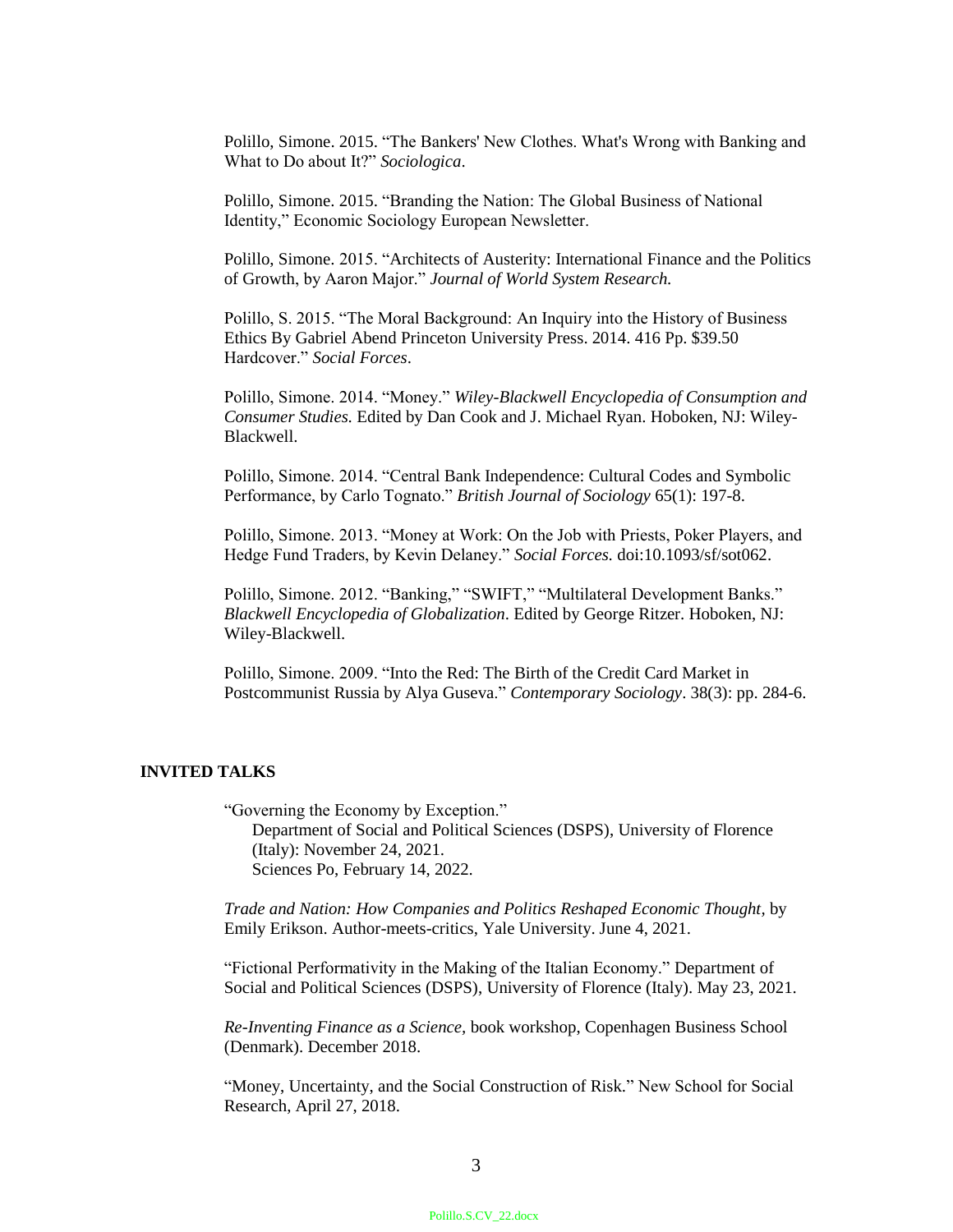Polillo, Simone. 2015. "The Bankers' New Clothes. What's Wrong with Banking and What to Do about It?" *Sociologica*.

Polillo, Simone. 2015. "Branding the Nation: The Global Business of National Identity," Economic Sociology European Newsletter.

Polillo, Simone. 2015. "Architects of Austerity: International Finance and the Politics of Growth, by Aaron Major." *Journal of World System Research.*

Polillo, S. 2015. "The Moral Background: An Inquiry into the History of Business Ethics By Gabriel Abend Princeton University Press. 2014. 416 Pp. $39.50 Hardcover." *Social Forces*.

Polillo, Simone. 2014. "Money." *Wiley-Blackwell Encyclopedia of Consumption and Consumer Studies.* Edited by Dan Cook and J. Michael Ryan. Hoboken, NJ: Wiley-Blackwell.

Polillo, Simone. 2014. "Central Bank Independence: Cultural Codes and Symbolic Performance, by Carlo Tognato." *British Journal of Sociology* 65(1): 197-8.

Polillo, Simone. 2013. "Money at Work: On the Job with Priests, Poker Players, and Hedge Fund Traders, by Kevin Delaney." *Social Forces.* doi:10.1093/sf/sot062.

Polillo, Simone. 2012. "Banking," "SWIFT," "Multilateral Development Banks." *Blackwell Encyclopedia of Globalization*. Edited by George Ritzer. Hoboken, NJ: Wiley-Blackwell.

Polillo, Simone. 2009. "Into the Red: The Birth of the Credit Card Market in Postcommunist Russia by Alya Guseva." *Contemporary Sociology*. 38(3): pp. 284-6.

## INVITED TALKS

"Governing the Economy by Exception."
- Department of Social and Political Sciences (DSPS), University of Florence (Italy): November 24, 2021.
- Sciences Po, February 14, 2022.

*Trade and Nation: How Companies and Politics Reshaped Economic Thought*, by Emily Erikson. Author-meets-critics, Yale University. June 4, 2021.

"Fictional Performativity in the Making of the Italian Economy." Department of Social and Political Sciences (DSPS), University of Florence (Italy). May 23, 2021.

*Re-Inventing Finance as a Science*, book workshop, Copenhagen Business School (Denmark). December 2018.

"Money, Uncertainty, and the Social Construction of Risk." New School for Social Research, April 27, 2018.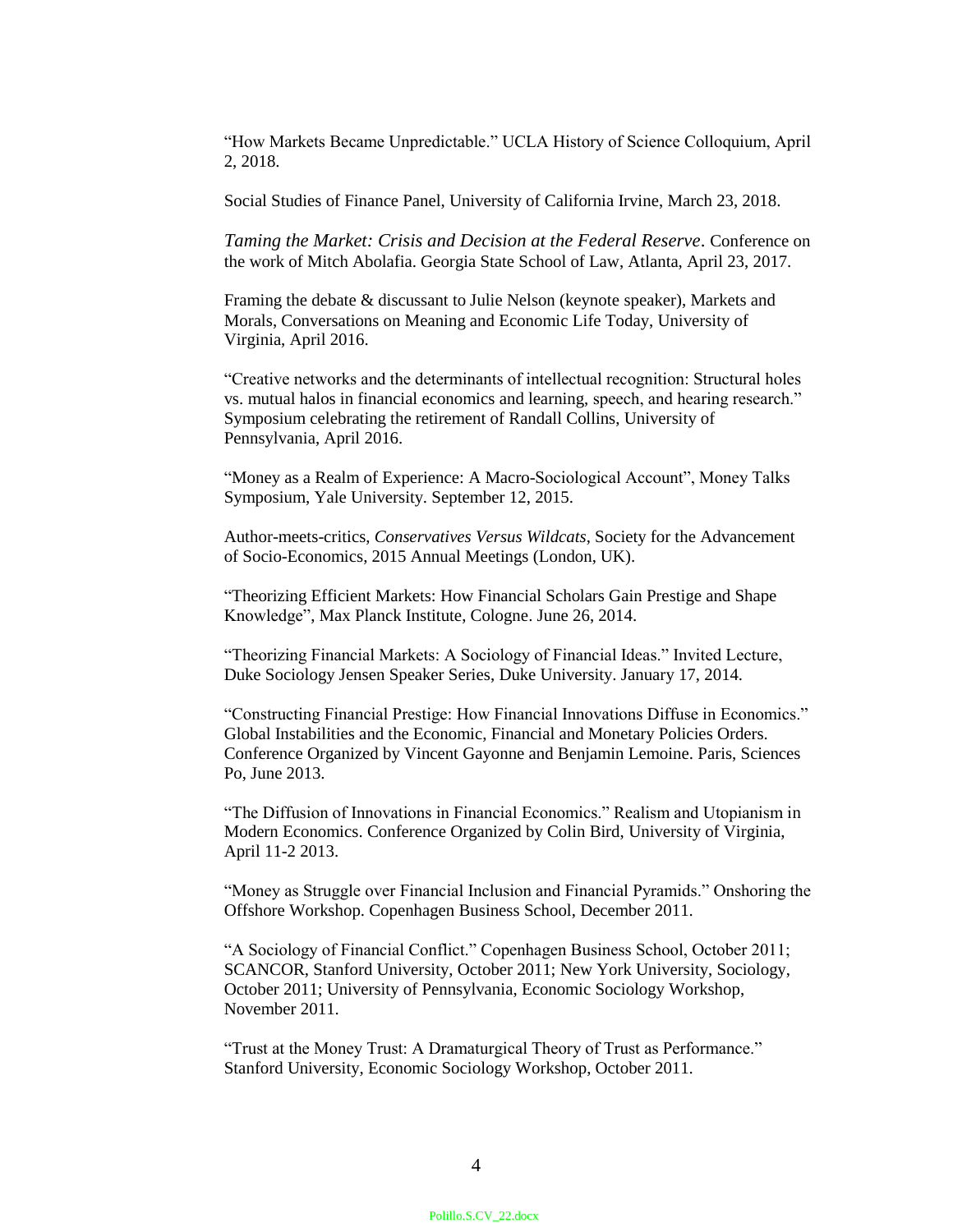"How Markets Became Unpredictable." UCLA History of Science Colloquium, April 2, 2018.

Social Studies of Finance Panel, University of California Irvine, March 23, 2018.

*Taming the Market: Crisis and Decision at the Federal Reserve*. Conference on the work of Mitch Abolafia. Georgia State School of Law, Atlanta, April 23, 2017.

Framing the debate & discussant to Julie Nelson (keynote speaker), Markets and Morals, Conversations on Meaning and Economic Life Today, University of Virginia, April 2016.

"Creative networks and the determinants of intellectual recognition: Structural holes vs. mutual halos in financial economics and learning, speech, and hearing research." Symposium celebrating the retirement of Randall Collins, University of Pennsylvania, April 2016.

"Money as a Realm of Experience: A Macro-Sociological Account", Money Talks Symposium, Yale University. September 12, 2015.

Author-meets-critics, *Conservatives Versus Wildcats*, Society for the Advancement of Socio-Economics, 2015 Annual Meetings (London, UK).

"Theorizing Efficient Markets: How Financial Scholars Gain Prestige and Shape Knowledge", Max Planck Institute, Cologne. June 26, 2014.

"Theorizing Financial Markets: A Sociology of Financial Ideas." Invited Lecture, Duke Sociology Jensen Speaker Series, Duke University. January 17, 2014.

"Constructing Financial Prestige: How Financial Innovations Diffuse in Economics." Global Instabilities and the Economic, Financial and Monetary Policies Orders. Conference Organized by Vincent Gayonne and Benjamin Lemoine. Paris, Sciences Po, June 2013.

"The Diffusion of Innovations in Financial Economics." Realism and Utopianism in Modern Economics. Conference Organized by Colin Bird, University of Virginia, April 11-2 2013.

"Money as Struggle over Financial Inclusion and Financial Pyramids." Onshoring the Offshore Workshop. Copenhagen Business School, December 2011.

"A Sociology of Financial Conflict." Copenhagen Business School, October 2011; SCANCOR, Stanford University, October 2011; New York University, Sociology, October 2011; University of Pennsylvania, Economic Sociology Workshop, November 2011.

"Trust at the Money Trust: A Dramaturgical Theory of Trust as Performance." Stanford University, Economic Sociology Workshop, October 2011.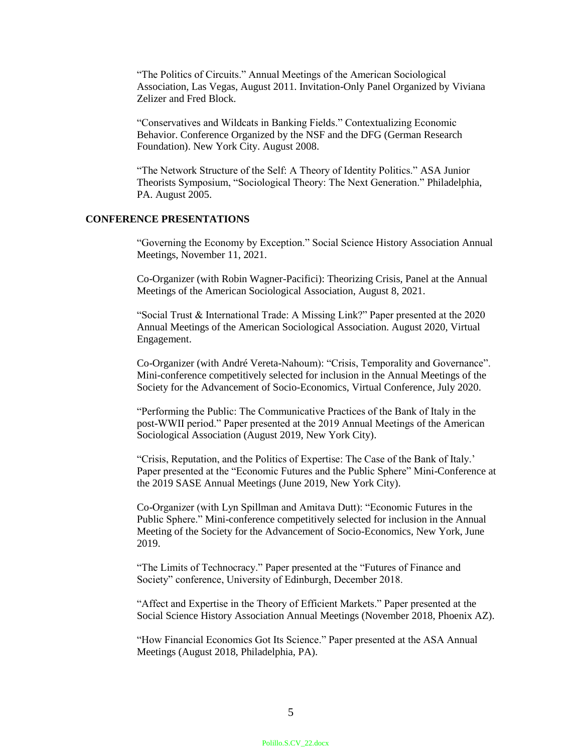"The Politics of Circuits." Annual Meetings of the American Sociological Association, Las Vegas, August 2011. Invitation-Only Panel Organized by Viviana Zelizer and Fred Block.

"Conservatives and Wildcats in Banking Fields." Contextualizing Economic Behavior. Conference Organized by the NSF and the DFG (German Research Foundation). New York City. August 2008.

"The Network Structure of the Self: A Theory of Identity Politics." ASA Junior Theorists Symposium, "Sociological Theory: The Next Generation." Philadelphia, PA. August 2005.

## CONFERENCE PRESENTATIONS

"Governing the Economy by Exception." Social Science History Association Annual Meetings, November 11, 2021.

Co-Organizer (with Robin Wagner-Pacifici): Theorizing Crisis, Panel at the Annual Meetings of the American Sociological Association, August 8, 2021.

"Social Trust & International Trade: A Missing Link?" Paper presented at the 2020 Annual Meetings of the American Sociological Association. August 2020, Virtual Engagement.

Co-Organizer (with André Vereta-Nahoum): "Crisis, Temporality and Governance". Mini-conference competitively selected for inclusion in the Annual Meetings of the Society for the Advancement of Socio-Economics, Virtual Conference, July 2020.

"Performing the Public: The Communicative Practices of the Bank of Italy in the post-WWII period." Paper presented at the 2019 Annual Meetings of the American Sociological Association (August 2019, New York City).

"Crisis, Reputation, and the Politics of Expertise: The Case of the Bank of Italy.' Paper presented at the "Economic Futures and the Public Sphere" Mini-Conference at the 2019 SASE Annual Meetings (June 2019, New York City).

Co-Organizer (with Lyn Spillman and Amitava Dutt): "Economic Futures in the Public Sphere." Mini-conference competitively selected for inclusion in the Annual Meeting of the Society for the Advancement of Socio-Economics, New York, June 2019.

"The Limits of Technocracy." Paper presented at the "Futures of Finance and Society" conference, University of Edinburgh, December 2018.

"Affect and Expertise in the Theory of Efficient Markets." Paper presented at the Social Science History Association Annual Meetings (November 2018, Phoenix AZ).

"How Financial Economics Got Its Science." Paper presented at the ASA Annual Meetings (August 2018, Philadelphia, PA).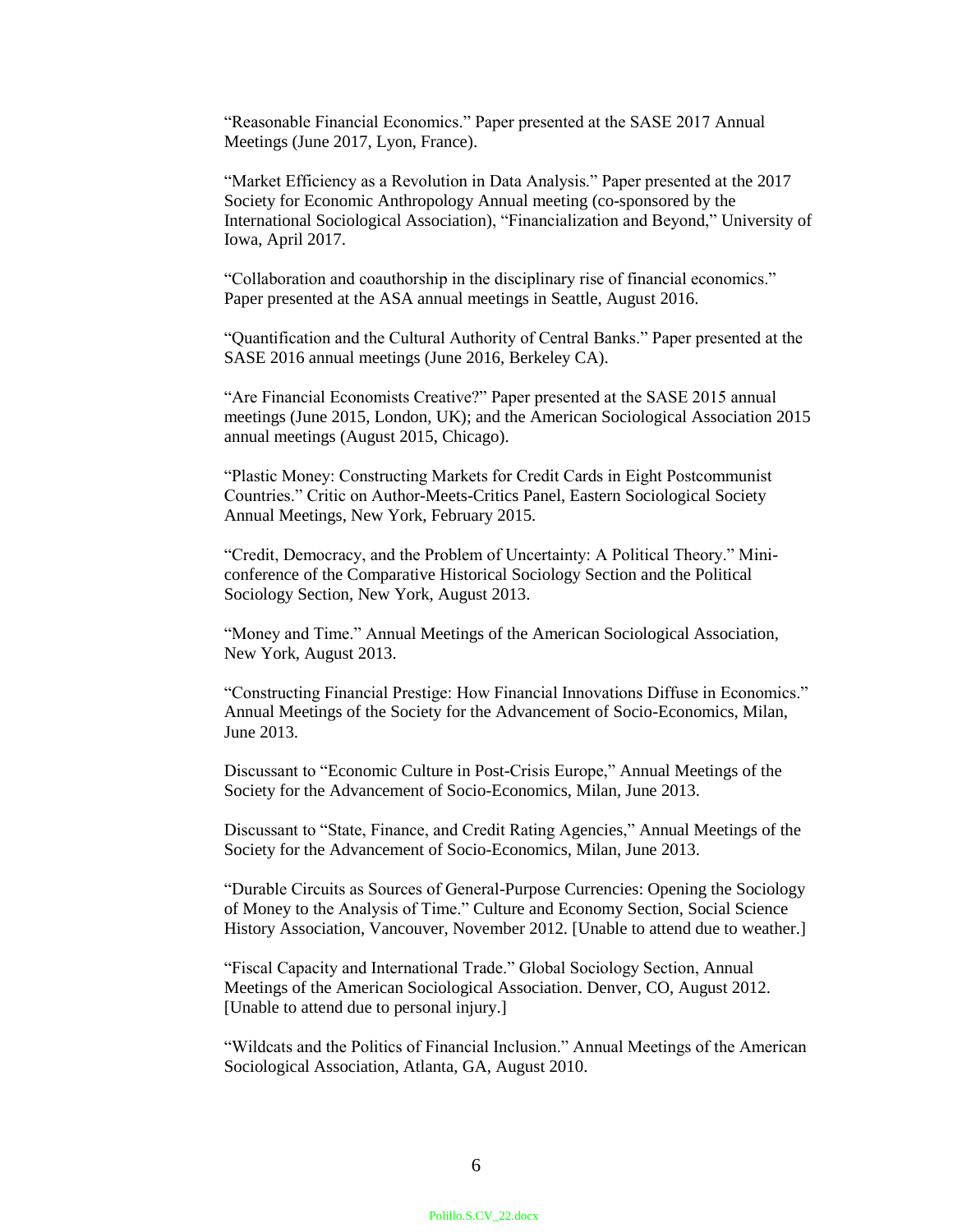"Reasonable Financial Economics." Paper presented at the SASE 2017 Annual Meetings (June 2017, Lyon, France).

"Market Efficiency as a Revolution in Data Analysis." Paper presented at the 2017 Society for Economic Anthropology Annual meeting (co-sponsored by the International Sociological Association), "Financialization and Beyond," University of Iowa, April 2017.

"Collaboration and coauthorship in the disciplinary rise of financial economics." Paper presented at the ASA annual meetings in Seattle, August 2016.

"Quantification and the Cultural Authority of Central Banks." Paper presented at the SASE 2016 annual meetings (June 2016, Berkeley CA).

"Are Financial Economists Creative?" Paper presented at the SASE 2015 annual meetings (June 2015, London, UK); and the American Sociological Association 2015 annual meetings (August 2015, Chicago).

"Plastic Money: Constructing Markets for Credit Cards in Eight Postcommunist Countries." Critic on Author-Meets-Critics Panel, Eastern Sociological Society Annual Meetings, New York, February 2015.

"Credit, Democracy, and the Problem of Uncertainty: A Political Theory." Mini-conference of the Comparative Historical Sociology Section and the Political Sociology Section, New York, August 2013.

"Money and Time." Annual Meetings of the American Sociological Association, New York, August 2013.

"Constructing Financial Prestige: How Financial Innovations Diffuse in Economics." Annual Meetings of the Society for the Advancement of Socio-Economics, Milan, June 2013.

Discussant to "Economic Culture in Post-Crisis Europe," Annual Meetings of the Society for the Advancement of Socio-Economics, Milan, June 2013.

Discussant to "State, Finance, and Credit Rating Agencies," Annual Meetings of the Society for the Advancement of Socio-Economics, Milan, June 2013.

"Durable Circuits as Sources of General-Purpose Currencies: Opening the Sociology of Money to the Analysis of Time." Culture and Economy Section, Social Science History Association, Vancouver, November 2012. [Unable to attend due to weather.]

"Fiscal Capacity and International Trade." Global Sociology Section, Annual Meetings of the American Sociological Association. Denver, CO, August 2012. [Unable to attend due to personal injury.]

"Wildcats and the Politics of Financial Inclusion." Annual Meetings of the American Sociological Association, Atlanta, GA, August 2010.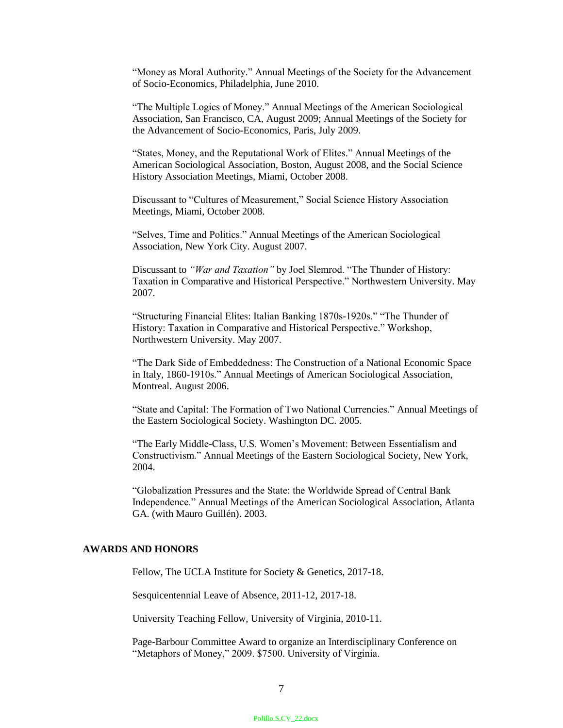"Money as Moral Authority." Annual Meetings of the Society for the Advancement of Socio-Economics, Philadelphia, June 2010.

"The Multiple Logics of Money." Annual Meetings of the American Sociological Association, San Francisco, CA, August 2009; Annual Meetings of the Society for the Advancement of Socio-Economics, Paris, July 2009.

"States, Money, and the Reputational Work of Elites." Annual Meetings of the American Sociological Association, Boston, August 2008, and the Social Science History Association Meetings, Miami, October 2008.

Discussant to "Cultures of Measurement," Social Science History Association Meetings, Miami, October 2008.

"Selves, Time and Politics." Annual Meetings of the American Sociological Association, New York City. August 2007.

Discussant to *"War and Taxation"* by Joel Slemrod. "The Thunder of History: Taxation in Comparative and Historical Perspective." Northwestern University. May 2007.

"Structuring Financial Elites: Italian Banking 1870s-1920s." "The Thunder of History: Taxation in Comparative and Historical Perspective." Workshop, Northwestern University. May 2007.

"The Dark Side of Embeddedness: The Construction of a National Economic Space in Italy, 1860-1910s." Annual Meetings of American Sociological Association, Montreal. August 2006.

"State and Capital: The Formation of Two National Currencies." Annual Meetings of the Eastern Sociological Society. Washington DC. 2005.

"The Early Middle-Class, U.S. Women's Movement: Between Essentialism and Constructivism." Annual Meetings of the Eastern Sociological Society, New York, 2004.

"Globalization Pressures and the State: the Worldwide Spread of Central Bank Independence." Annual Meetings of the American Sociological Association, Atlanta GA. (with Mauro Guillén). 2003.

## AWARDS AND HONORS

Fellow, The UCLA Institute for Society & Genetics, 2017-18.

Sesquicentennial Leave of Absence, 2011-12, 2017-18.

University Teaching Fellow, University of Virginia, 2010-11.

Page-Barbour Committee Award to organize an Interdisciplinary Conference on "Metaphors of Money," 2009. $7500. University of Virginia.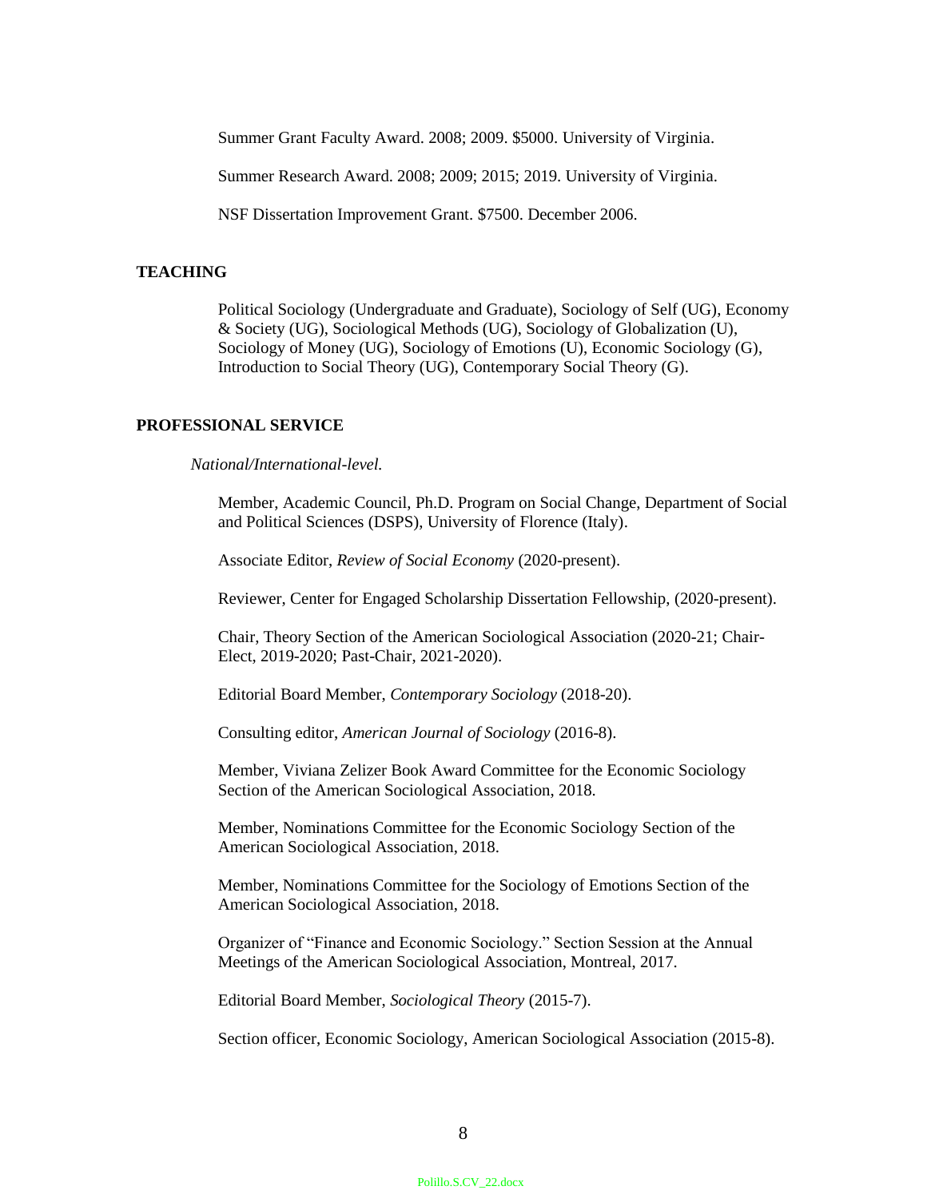Summer Grant Faculty Award. 2008; 2009. $5000. University of Virginia.

Summer Research Award. 2008; 2009; 2015; 2019. University of Virginia.

NSF Dissertation Improvement Grant. $7500. December 2006.

## TEACHING

Political Sociology (Undergraduate and Graduate), Sociology of Self (UG), Economy & Society (UG), Sociological Methods (UG), Sociology of Globalization (U), Sociology of Money (UG), Sociology of Emotions (U), Economic Sociology (G), Introduction to Social Theory (UG), Contemporary Social Theory (G).

## PROFESSIONAL SERVICE

*National/International-level.*

Member, Academic Council, Ph.D. Program on Social Change, Department of Social and Political Sciences (DSPS), University of Florence (Italy).

Associate Editor, *Review of Social Economy* (2020-present).

Reviewer, Center for Engaged Scholarship Dissertation Fellowship, (2020-present).

Chair, Theory Section of the American Sociological Association (2020-21; Chair-Elect, 2019-2020; Past-Chair, 2021-2020).

Editorial Board Member, *Contemporary Sociology* (2018-20).

Consulting editor, *American Journal of Sociology* (2016-8).

Member, Viviana Zelizer Book Award Committee for the Economic Sociology Section of the American Sociological Association, 2018.

Member, Nominations Committee for the Economic Sociology Section of the American Sociological Association, 2018.

Member, Nominations Committee for the Sociology of Emotions Section of the American Sociological Association, 2018.

Organizer of "Finance and Economic Sociology." Section Session at the Annual Meetings of the American Sociological Association, Montreal, 2017.

Editorial Board Member, *Sociological Theory* (2015-7).

Section officer, Economic Sociology, American Sociological Association (2015-8).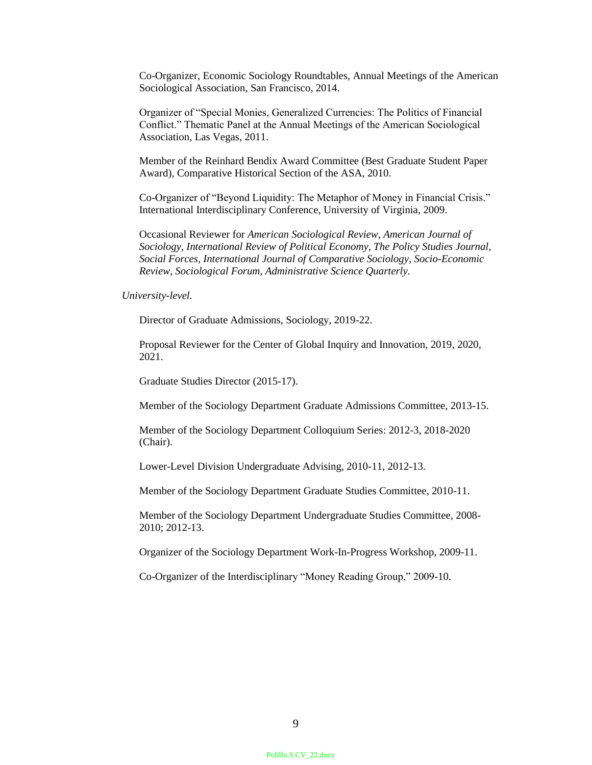Co-Organizer, Economic Sociology Roundtables, Annual Meetings of the American Sociological Association, San Francisco, 2014.

Organizer of "Special Monies, Generalized Currencies: The Politics of Financial Conflict." Thematic Panel at the Annual Meetings of the American Sociological Association, Las Vegas, 2011.

Member of the Reinhard Bendix Award Committee (Best Graduate Student Paper Award), Comparative Historical Section of the ASA, 2010.

Co-Organizer of "Beyond Liquidity: The Metaphor of Money in Financial Crisis." International Interdisciplinary Conference, University of Virginia, 2009.

Occasional Reviewer for *American Sociological Review, American Journal of Sociology, International Review of Political Economy, The Policy Studies Journal, Social Forces, International Journal of Comparative Sociology, Socio-Economic Review, Sociological Forum, Administrative Science Quarterly.*

*University-level.*

Director of Graduate Admissions, Sociology, 2019-22.

Proposal Reviewer for the Center of Global Inquiry and Innovation, 2019, 2020, 2021.

Graduate Studies Director (2015-17).

Member of the Sociology Department Graduate Admissions Committee, 2013-15.

Member of the Sociology Department Colloquium Series: 2012-3, 2018-2020 (Chair).

Lower-Level Division Undergraduate Advising, 2010-11, 2012-13.

Member of the Sociology Department Graduate Studies Committee, 2010-11.

Member of the Sociology Department Undergraduate Studies Committee, 2008-2010; 2012-13.

Organizer of the Sociology Department Work-In-Progress Workshop, 2009-11.

Co-Organizer of the Interdisciplinary "Money Reading Group," 2009-10.